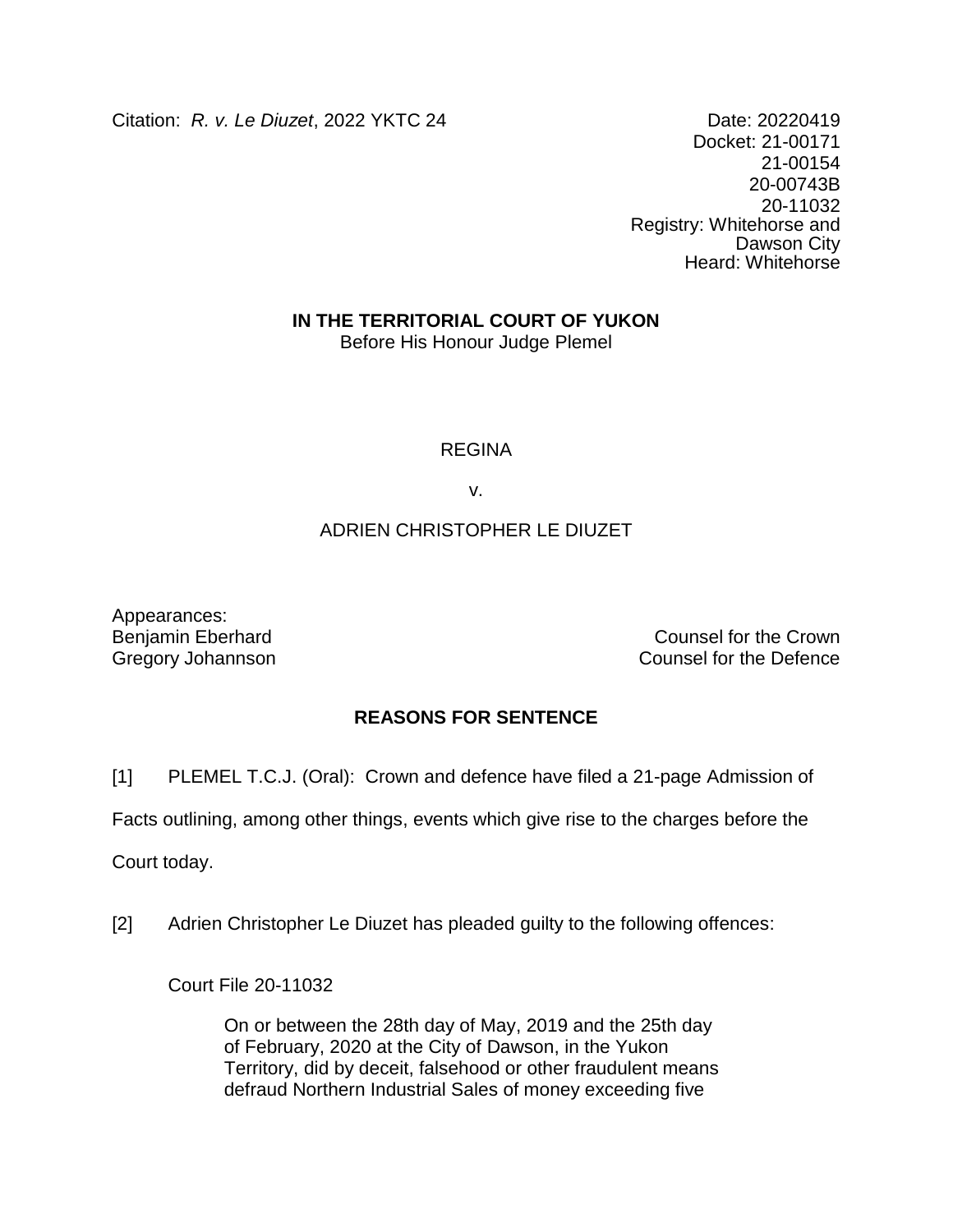Citation: *R. v. Le Diuzet*, 2022 YKTC 24

Date: 20220419
Docket: 21-00171
21-00154
20-00743B
20-11032
Registry: Whitehorse and Dawson City
Heard: Whitehorse

**IN THE TERRITORIAL COURT OF YUKON**
Before His Honour Judge Plemel

REGINA

v.

ADRIEN CHRISTOPHER LE DIUZET

Appearances:
Benjamin Eberhard — Counsel for the Crown
Gregory Johannson — Counsel for the Defence

## REASONS FOR SENTENCE

[1] PLEMEL T.C.J. (Oral): Crown and defence have filed a 21-page Admission of Facts outlining, among other things, events which give rise to the charges before the Court today.

[2] Adrien Christopher Le Diuzet has pleaded guilty to the following offences:

Court File 20-11032

> On or between the 28th day of May, 2019 and the 25th day of February, 2020 at the City of Dawson, in the Yukon Territory, did by deceit, falsehood or other fraudulent means defraud Northern Industrial Sales of money exceeding five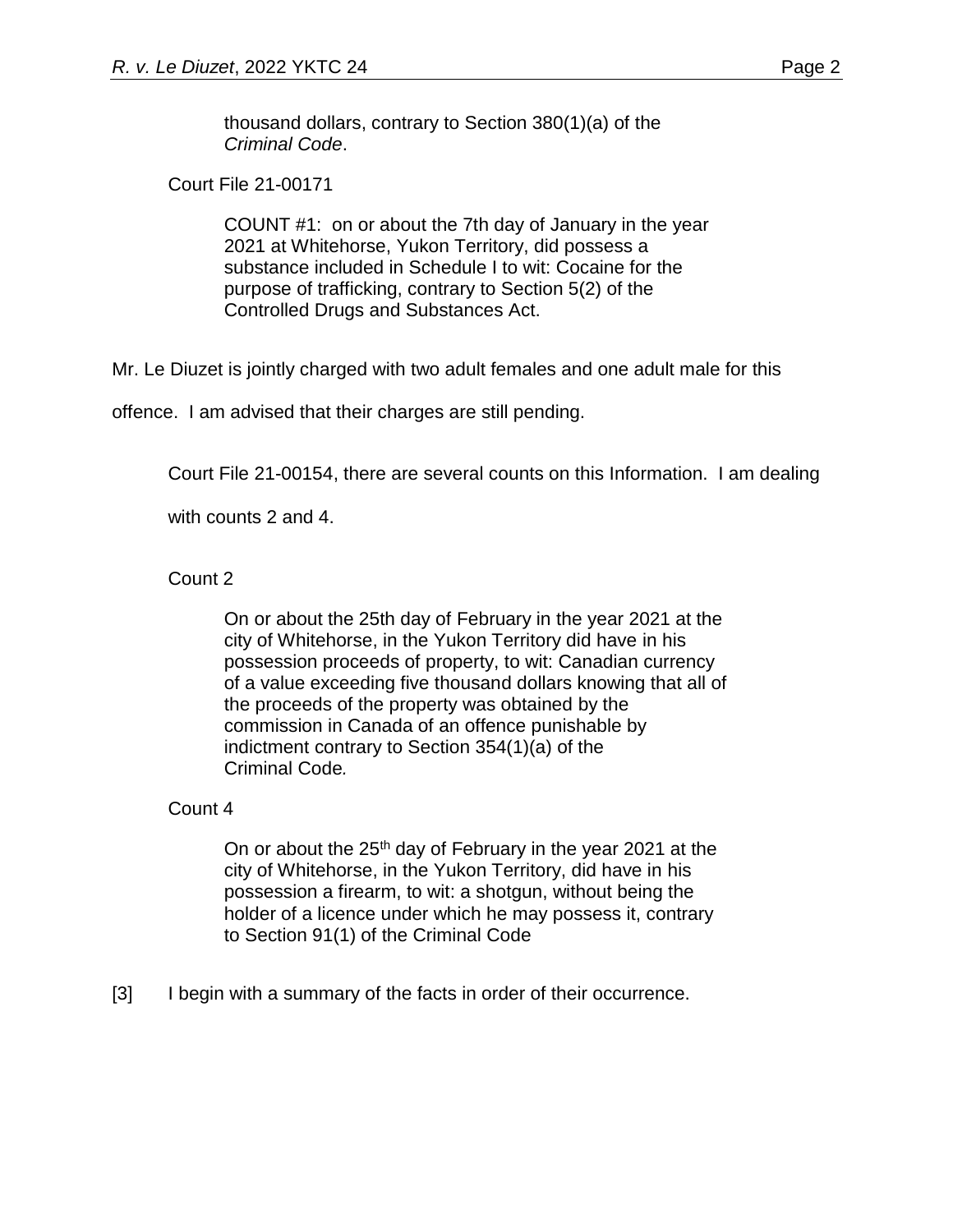thousand dollars, contrary to Section 380(1)(a) of the *Criminal Code*.

Court File 21-00171

> COUNT #1: on or about the 7th day of January in the year 2021 at Whitehorse, Yukon Territory, did possess a substance included in Schedule I to wit: Cocaine for the purpose of trafficking, contrary to Section 5(2) of the Controlled Drugs and Substances Act.

Mr. Le Diuzet is jointly charged with two adult females and one adult male for this offence. I am advised that their charges are still pending.

Court File 21-00154, there are several counts on this Information. I am dealing with counts 2 and 4.

Count 2

> On or about the 25th day of February in the year 2021 at the city of Whitehorse, in the Yukon Territory did have in his possession proceeds of property, to wit: Canadian currency of a value exceeding five thousand dollars knowing that all of the proceeds of the property was obtained by the commission in Canada of an offence punishable by indictment contrary to Section 354(1)(a) of the Criminal Code*.*

Count 4

> On or about the 25th day of February in the year 2021 at the city of Whitehorse, in the Yukon Territory, did have in his possession a firearm, to wit: a shotgun, without being the holder of a licence under which he may possess it, contrary to Section 91(1) of the Criminal Code

[3] I begin with a summary of the facts in order of their occurrence.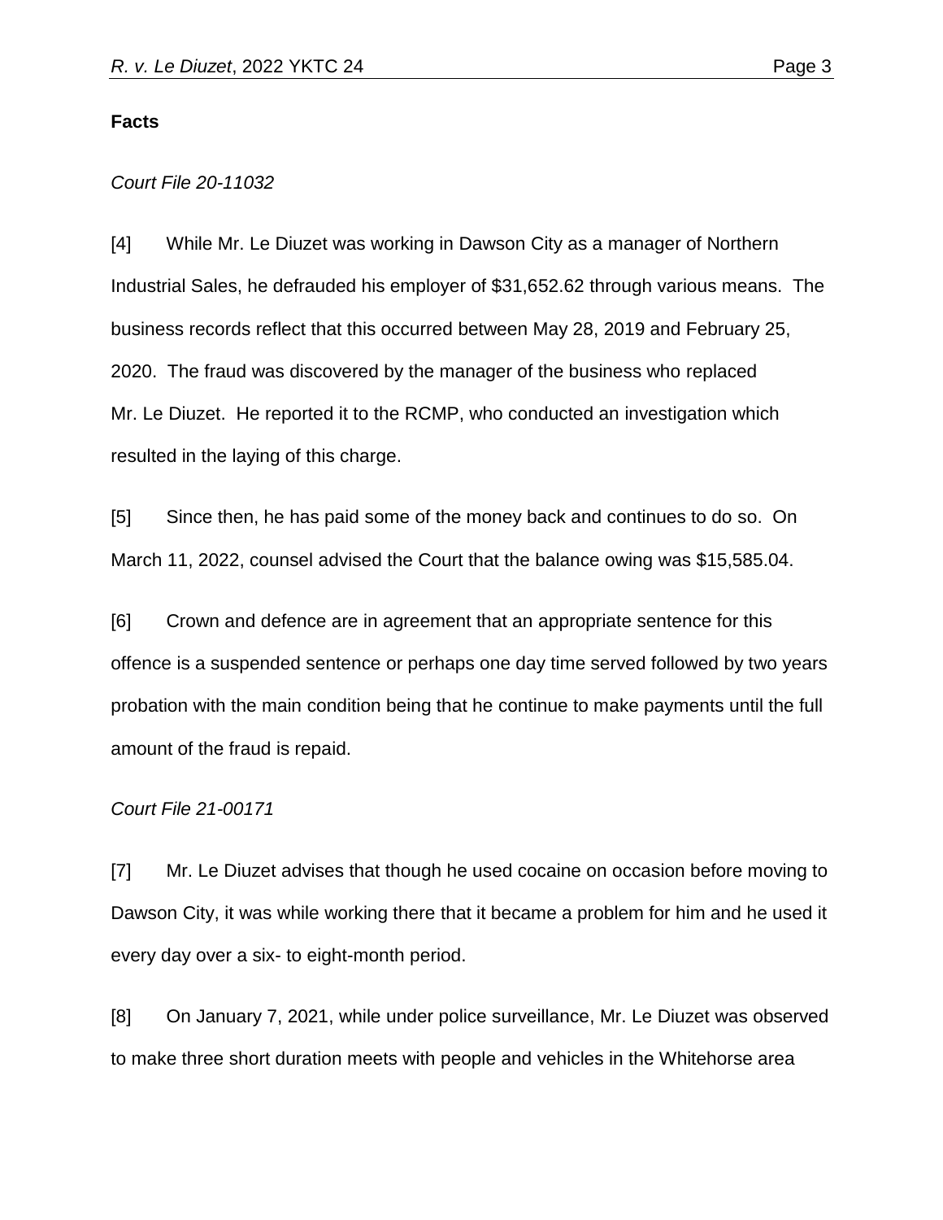**Facts**

*Court File 20-11032*

[4] While Mr. Le Diuzet was working in Dawson City as a manager of Northern Industrial Sales, he defrauded his employer of $31,652.62 through various means. The business records reflect that this occurred between May 28, 2019 and February 25, 2020. The fraud was discovered by the manager of the business who replaced Mr. Le Diuzet. He reported it to the RCMP, who conducted an investigation which resulted in the laying of this charge.

[5] Since then, he has paid some of the money back and continues to do so. On March 11, 2022, counsel advised the Court that the balance owing was $15,585.04.

[6] Crown and defence are in agreement that an appropriate sentence for this offence is a suspended sentence or perhaps one day time served followed by two years probation with the main condition being that he continue to make payments until the full amount of the fraud is repaid.

*Court File 21-00171*

[7] Mr. Le Diuzet advises that though he used cocaine on occasion before moving to Dawson City, it was while working there that it became a problem for him and he used it every day over a six- to eight-month period.

[8] On January 7, 2021, while under police surveillance, Mr. Le Diuzet was observed to make three short duration meets with people and vehicles in the Whitehorse area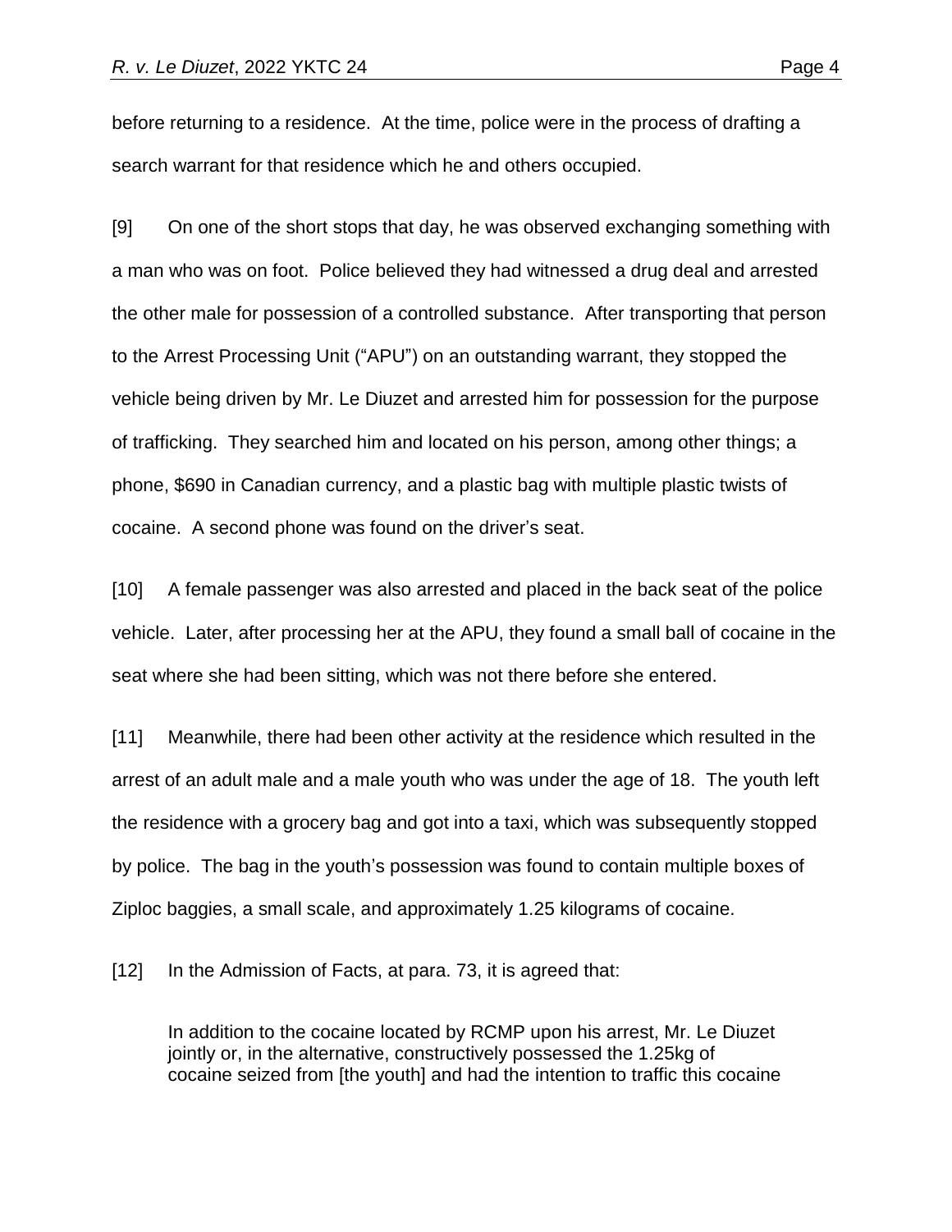before returning to a residence. At the time, police were in the process of drafting a search warrant for that residence which he and others occupied.

[9] On one of the short stops that day, he was observed exchanging something with a man who was on foot. Police believed they had witnessed a drug deal and arrested the other male for possession of a controlled substance. After transporting that person to the Arrest Processing Unit ("APU") on an outstanding warrant, they stopped the vehicle being driven by Mr. Le Diuzet and arrested him for possession for the purpose of trafficking. They searched him and located on his person, among other things; a phone, $690 in Canadian currency, and a plastic bag with multiple plastic twists of cocaine. A second phone was found on the driver's seat.

[10] A female passenger was also arrested and placed in the back seat of the police vehicle. Later, after processing her at the APU, they found a small ball of cocaine in the seat where she had been sitting, which was not there before she entered.

[11] Meanwhile, there had been other activity at the residence which resulted in the arrest of an adult male and a male youth who was under the age of 18. The youth left the residence with a grocery bag and got into a taxi, which was subsequently stopped by police. The bag in the youth's possession was found to contain multiple boxes of Ziploc baggies, a small scale, and approximately 1.25 kilograms of cocaine.

[12] In the Admission of Facts, at para. 73, it is agreed that:

> In addition to the cocaine located by RCMP upon his arrest, Mr. Le Diuzet jointly or, in the alternative, constructively possessed the 1.25kg of cocaine seized from [the youth] and had the intention to traffic this cocaine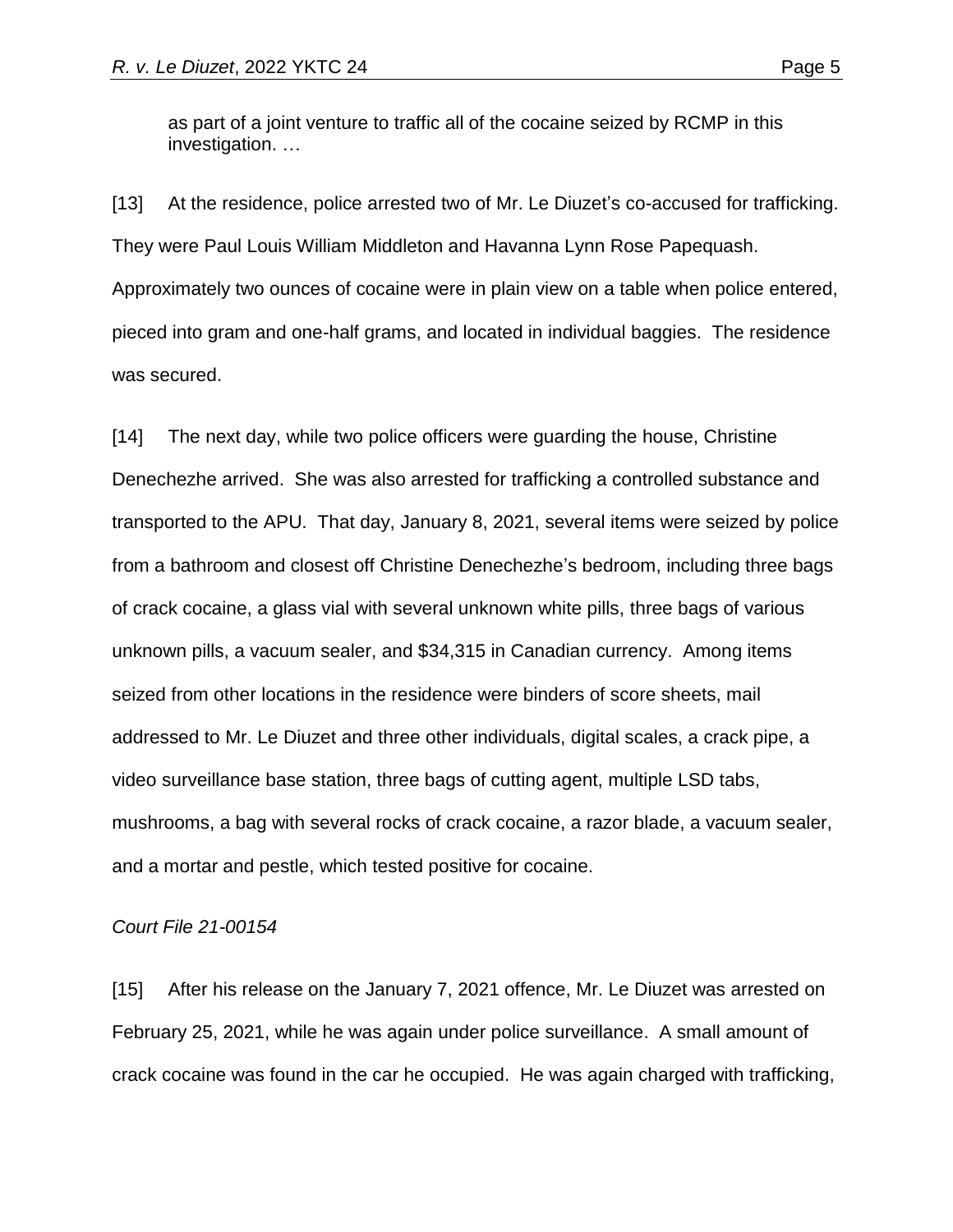as part of a joint venture to traffic all of the cocaine seized by RCMP in this investigation. …

[13] At the residence, police arrested two of Mr. Le Diuzet's co-accused for trafficking. They were Paul Louis William Middleton and Havanna Lynn Rose Papequash. Approximately two ounces of cocaine were in plain view on a table when police entered, pieced into gram and one-half grams, and located in individual baggies. The residence was secured.

[14] The next day, while two police officers were guarding the house, Christine Denechezhe arrived. She was also arrested for trafficking a controlled substance and transported to the APU. That day, January 8, 2021, several items were seized by police from a bathroom and closest off Christine Denechezhe's bedroom, including three bags of crack cocaine, a glass vial with several unknown white pills, three bags of various unknown pills, a vacuum sealer, and $34,315 in Canadian currency. Among items seized from other locations in the residence were binders of score sheets, mail addressed to Mr. Le Diuzet and three other individuals, digital scales, a crack pipe, a video surveillance base station, three bags of cutting agent, multiple LSD tabs, mushrooms, a bag with several rocks of crack cocaine, a razor blade, a vacuum sealer, and a mortar and pestle, which tested positive for cocaine.

*Court File 21-00154*

[15] After his release on the January 7, 2021 offence, Mr. Le Diuzet was arrested on February 25, 2021, while he was again under police surveillance. A small amount of crack cocaine was found in the car he occupied. He was again charged with trafficking,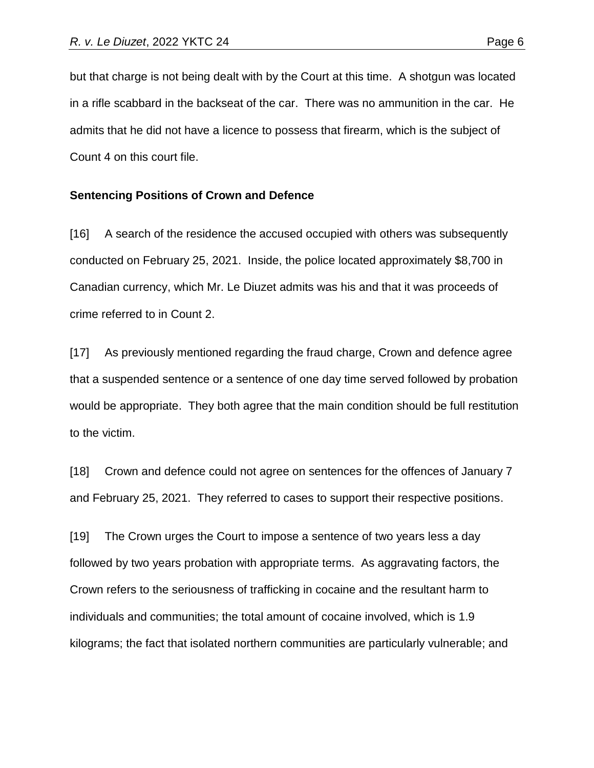but that charge is not being dealt with by the Court at this time. A shotgun was located in a rifle scabbard in the backseat of the car. There was no ammunition in the car. He admits that he did not have a licence to possess that firearm, which is the subject of Count 4 on this court file.

### Sentencing Positions of Crown and Defence

[16] A search of the residence the accused occupied with others was subsequently conducted on February 25, 2021. Inside, the police located approximately $8,700 in Canadian currency, which Mr. Le Diuzet admits was his and that it was proceeds of crime referred to in Count 2.

[17] As previously mentioned regarding the fraud charge, Crown and defence agree that a suspended sentence or a sentence of one day time served followed by probation would be appropriate. They both agree that the main condition should be full restitution to the victim.

[18] Crown and defence could not agree on sentences for the offences of January 7 and February 25, 2021. They referred to cases to support their respective positions.

[19] The Crown urges the Court to impose a sentence of two years less a day followed by two years probation with appropriate terms. As aggravating factors, the Crown refers to the seriousness of trafficking in cocaine and the resultant harm to individuals and communities; the total amount of cocaine involved, which is 1.9 kilograms; the fact that isolated northern communities are particularly vulnerable; and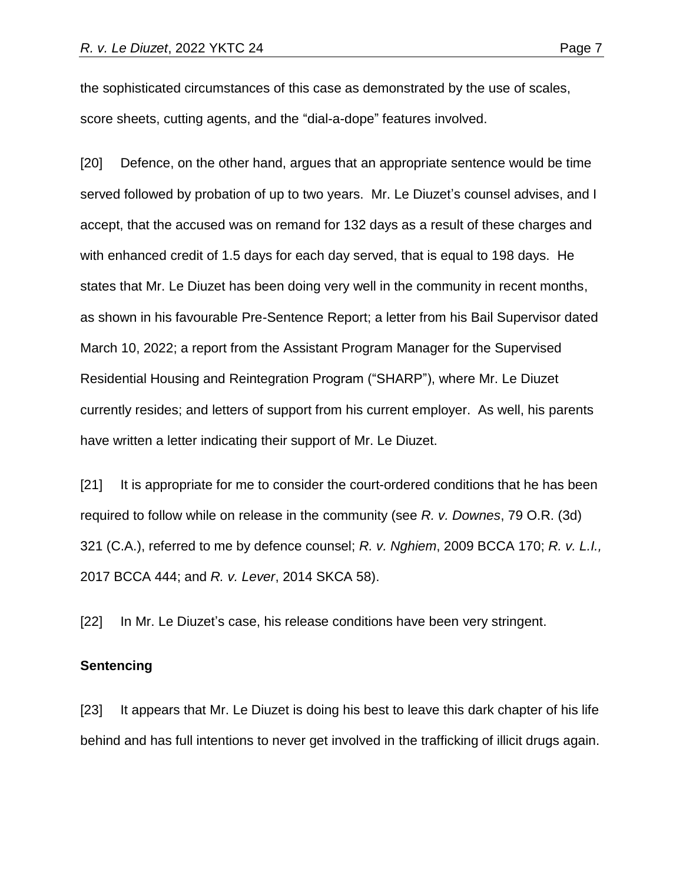the sophisticated circumstances of this case as demonstrated by the use of scales, score sheets, cutting agents, and the "dial-a-dope" features involved.

[20] Defence, on the other hand, argues that an appropriate sentence would be time served followed by probation of up to two years. Mr. Le Diuzet's counsel advises, and I accept, that the accused was on remand for 132 days as a result of these charges and with enhanced credit of 1.5 days for each day served, that is equal to 198 days. He states that Mr. Le Diuzet has been doing very well in the community in recent months, as shown in his favourable Pre-Sentence Report; a letter from his Bail Supervisor dated March 10, 2022; a report from the Assistant Program Manager for the Supervised Residential Housing and Reintegration Program ("SHARP"), where Mr. Le Diuzet currently resides; and letters of support from his current employer. As well, his parents have written a letter indicating their support of Mr. Le Diuzet.

[21] It is appropriate for me to consider the court-ordered conditions that he has been required to follow while on release in the community (see *R. v. Downes*, 79 O.R. (3d) 321 (C.A.), referred to me by defence counsel; *R. v. Nghiem*, 2009 BCCA 170; *R. v. L.I.,* 2017 BCCA 444; and *R. v. Lever*, 2014 SKCA 58).

[22] In Mr. Le Diuzet's case, his release conditions have been very stringent.

**Sentencing**

[23] It appears that Mr. Le Diuzet is doing his best to leave this dark chapter of his life behind and has full intentions to never get involved in the trafficking of illicit drugs again.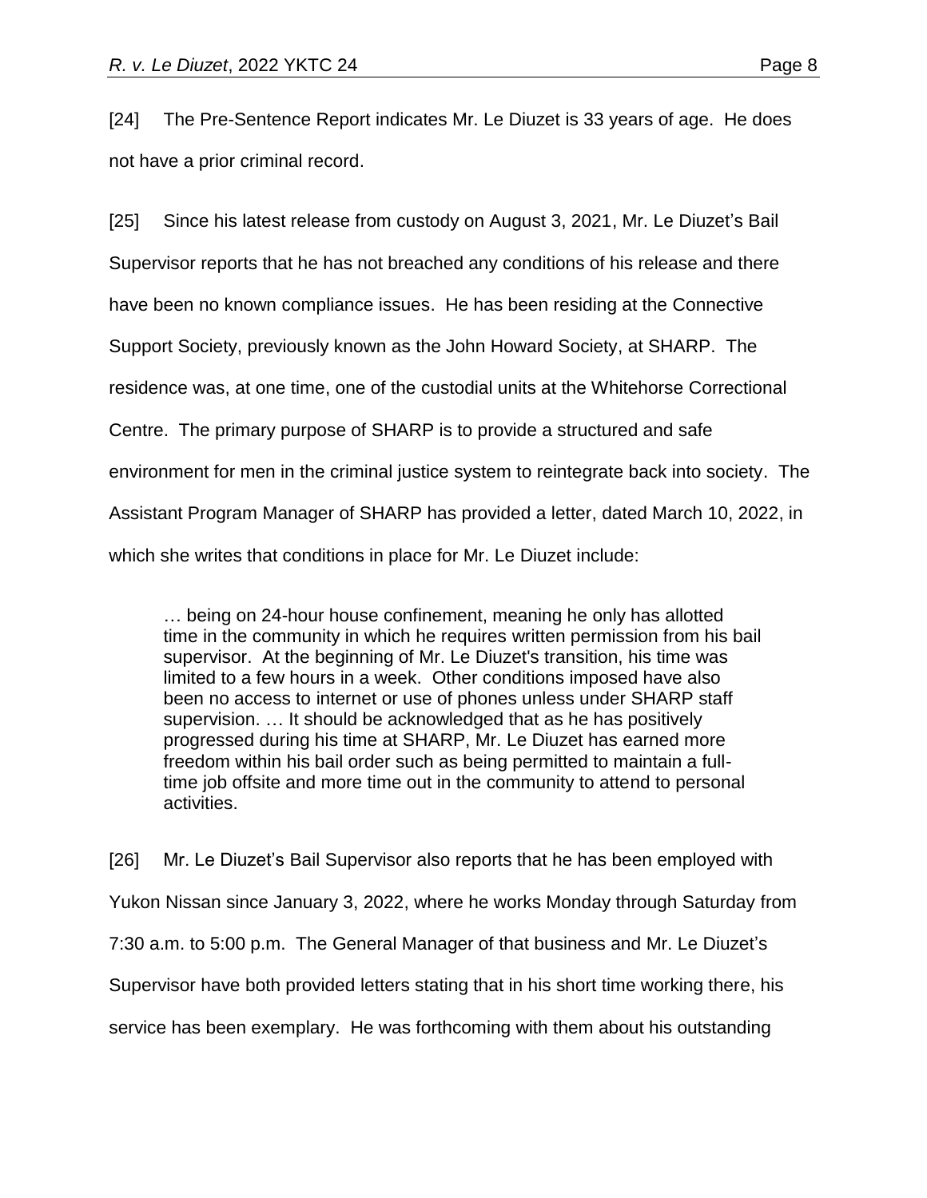[24] The Pre-Sentence Report indicates Mr. Le Diuzet is 33 years of age. He does not have a prior criminal record.

[25] Since his latest release from custody on August 3, 2021, Mr. Le Diuzet's Bail Supervisor reports that he has not breached any conditions of his release and there have been no known compliance issues. He has been residing at the Connective Support Society, previously known as the John Howard Society, at SHARP. The residence was, at one time, one of the custodial units at the Whitehorse Correctional Centre. The primary purpose of SHARP is to provide a structured and safe environment for men in the criminal justice system to reintegrate back into society. The Assistant Program Manager of SHARP has provided a letter, dated March 10, 2022, in which she writes that conditions in place for Mr. Le Diuzet include:

> … being on 24-hour house confinement, meaning he only has allotted time in the community in which he requires written permission from his bail supervisor. At the beginning of Mr. Le Diuzet's transition, his time was limited to a few hours in a week. Other conditions imposed have also been no access to internet or use of phones unless under SHARP staff supervision. … It should be acknowledged that as he has positively progressed during his time at SHARP, Mr. Le Diuzet has earned more freedom within his bail order such as being permitted to maintain a full-time job offsite and more time out in the community to attend to personal activities.

[26] Mr. Le Diuzet's Bail Supervisor also reports that he has been employed with Yukon Nissan since January 3, 2022, where he works Monday through Saturday from 7:30 a.m. to 5:00 p.m. The General Manager of that business and Mr. Le Diuzet's Supervisor have both provided letters stating that in his short time working there, his service has been exemplary. He was forthcoming with them about his outstanding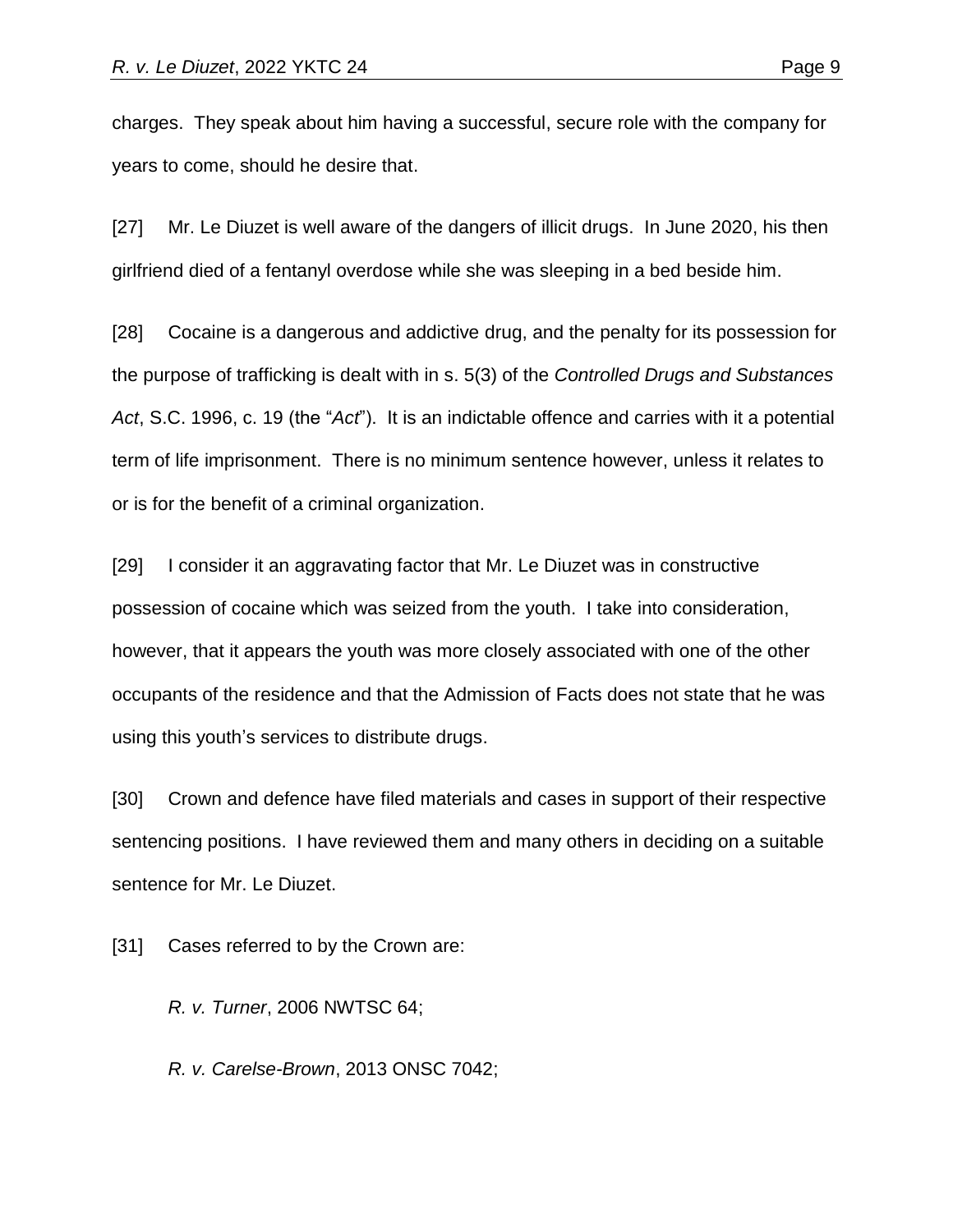charges. They speak about him having a successful, secure role with the company for years to come, should he desire that.

[27] Mr. Le Diuzet is well aware of the dangers of illicit drugs. In June 2020, his then girlfriend died of a fentanyl overdose while she was sleeping in a bed beside him.

[28] Cocaine is a dangerous and addictive drug, and the penalty for its possession for the purpose of trafficking is dealt with in s. 5(3) of the *Controlled Drugs and Substances Act*, S.C. 1996, c. 19 (the "*Act*"). It is an indictable offence and carries with it a potential term of life imprisonment. There is no minimum sentence however, unless it relates to or is for the benefit of a criminal organization.

[29] I consider it an aggravating factor that Mr. Le Diuzet was in constructive possession of cocaine which was seized from the youth. I take into consideration, however, that it appears the youth was more closely associated with one of the other occupants of the residence and that the Admission of Facts does not state that he was using this youth's services to distribute drugs.

[30] Crown and defence have filed materials and cases in support of their respective sentencing positions. I have reviewed them and many others in deciding on a suitable sentence for Mr. Le Diuzet.

[31] Cases referred to by the Crown are:

*R. v. Turner*, 2006 NWTSC 64;

*R. v. Carelse-Brown*, 2013 ONSC 7042;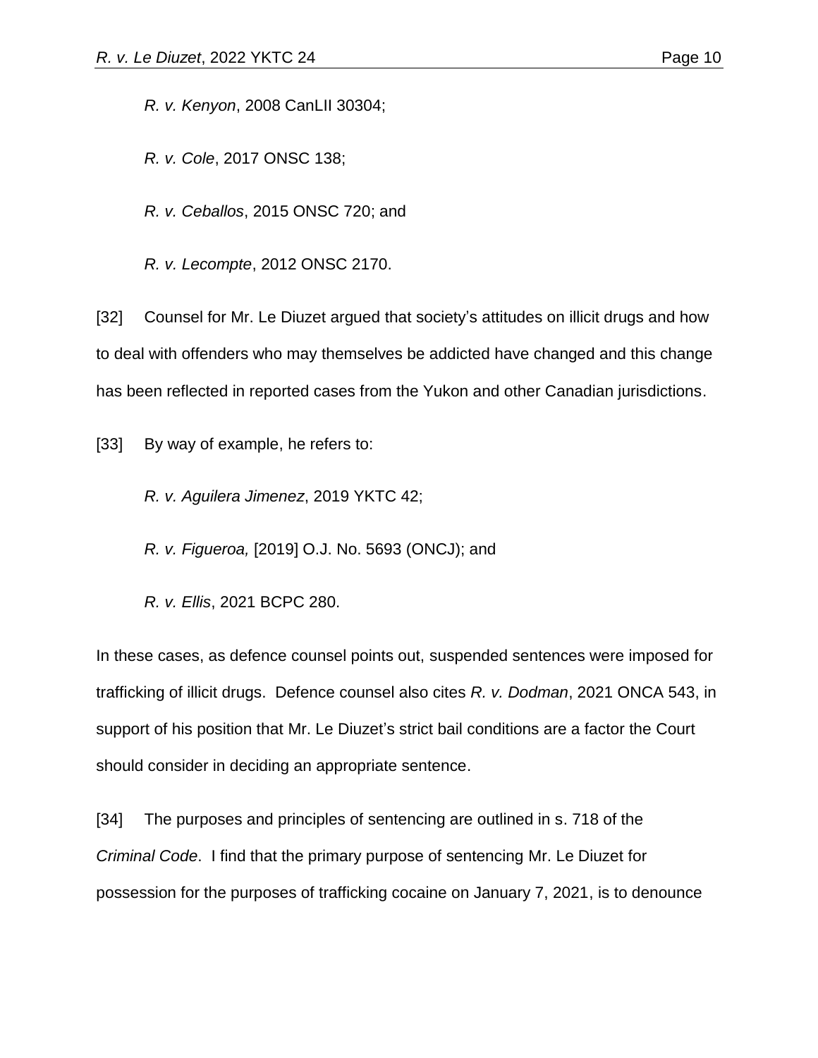*R. v. Kenyon*, 2008 CanLII 30304;

*R. v. Cole*, 2017 ONSC 138;

*R. v. Ceballos*, 2015 ONSC 720; and

*R. v. Lecompte*, 2012 ONSC 2170.

[32] Counsel for Mr. Le Diuzet argued that society's attitudes on illicit drugs and how to deal with offenders who may themselves be addicted have changed and this change has been reflected in reported cases from the Yukon and other Canadian jurisdictions.

[33] By way of example, he refers to:

*R. v. Aguilera Jimenez*, 2019 YKTC 42;

*R. v. Figueroa,* [2019] O.J. No. 5693 (ONCJ); and

*R. v. Ellis*, 2021 BCPC 280.

In these cases, as defence counsel points out, suspended sentences were imposed for trafficking of illicit drugs. Defence counsel also cites *R. v. Dodman*, 2021 ONCA 543, in support of his position that Mr. Le Diuzet's strict bail conditions are a factor the Court should consider in deciding an appropriate sentence.

[34] The purposes and principles of sentencing are outlined in s. 718 of the *Criminal Code*. I find that the primary purpose of sentencing Mr. Le Diuzet for possession for the purposes of trafficking cocaine on January 7, 2021, is to denounce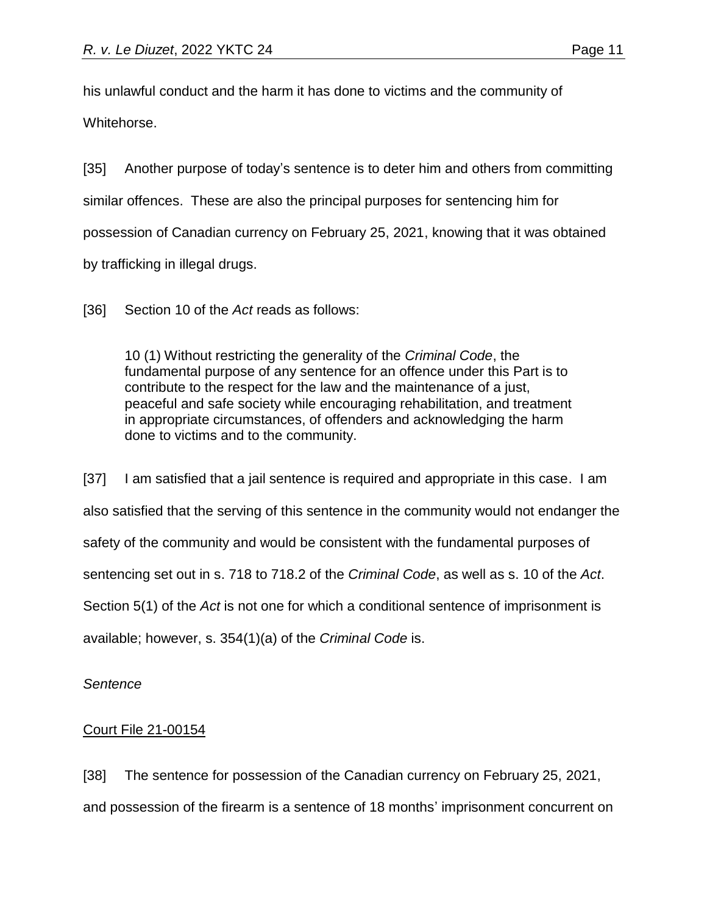his unlawful conduct and the harm it has done to victims and the community of Whitehorse.

[35] Another purpose of today's sentence is to deter him and others from committing similar offences. These are also the principal purposes for sentencing him for possession of Canadian currency on February 25, 2021, knowing that it was obtained by trafficking in illegal drugs.

[36] Section 10 of the *Act* reads as follows:

> 10 (1) Without restricting the generality of the *Criminal Code*, the fundamental purpose of any sentence for an offence under this Part is to contribute to the respect for the law and the maintenance of a just, peaceful and safe society while encouraging rehabilitation, and treatment in appropriate circumstances, of offenders and acknowledging the harm done to victims and to the community.

[37] I am satisfied that a jail sentence is required and appropriate in this case. I am also satisfied that the serving of this sentence in the community would not endanger the safety of the community and would be consistent with the fundamental purposes of sentencing set out in s. 718 to 718.2 of the *Criminal Code*, as well as s. 10 of the *Act*. Section 5(1) of the *Act* is not one for which a conditional sentence of imprisonment is available; however, s. 354(1)(a) of the *Criminal Code* is.

*Sentence*

<u>Court File 21-00154</u>

[38] The sentence for possession of the Canadian currency on February 25, 2021, and possession of the firearm is a sentence of 18 months' imprisonment concurrent on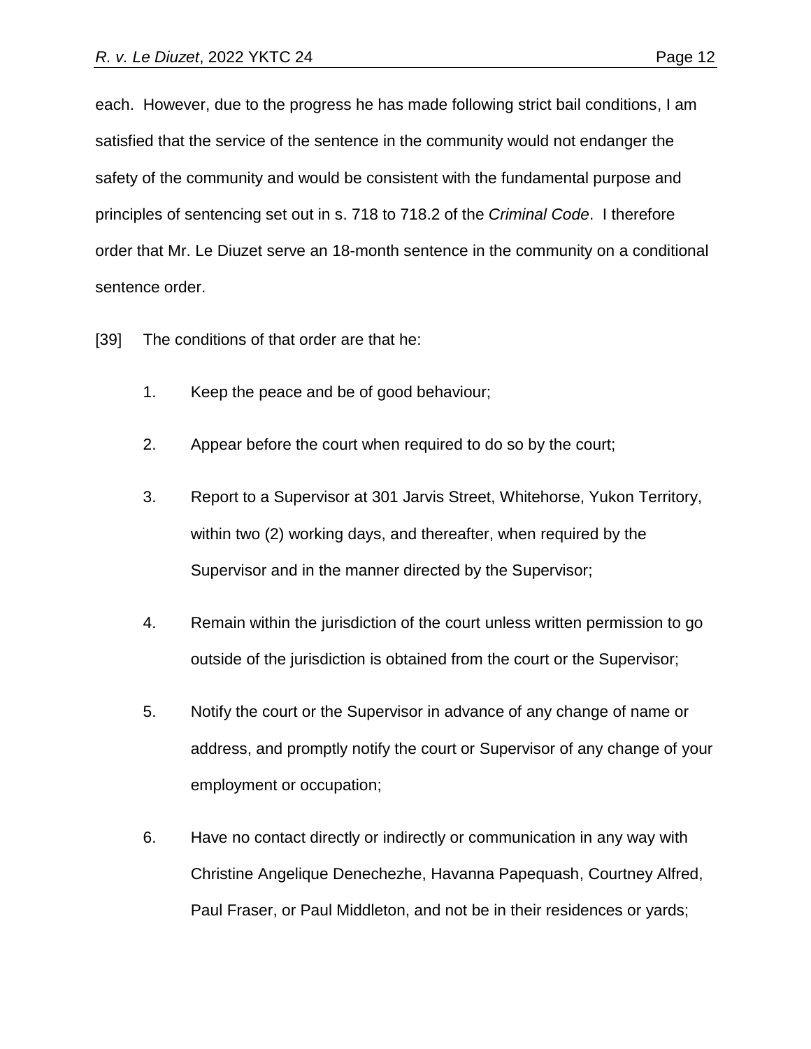each. However, due to the progress he has made following strict bail conditions, I am satisfied that the service of the sentence in the community would not endanger the safety of the community and would be consistent with the fundamental purpose and principles of sentencing set out in s. 718 to 718.2 of the *Criminal Code*. I therefore order that Mr. Le Diuzet serve an 18-month sentence in the community on a conditional sentence order.

[39] The conditions of that order are that he:

1. Keep the peace and be of good behaviour;

2. Appear before the court when required to do so by the court;

3. Report to a Supervisor at 301 Jarvis Street, Whitehorse, Yukon Territory, within two (2) working days, and thereafter, when required by the Supervisor and in the manner directed by the Supervisor;

4. Remain within the jurisdiction of the court unless written permission to go outside of the jurisdiction is obtained from the court or the Supervisor;

5. Notify the court or the Supervisor in advance of any change of name or address, and promptly notify the court or Supervisor of any change of your employment or occupation;

6. Have no contact directly or indirectly or communication in any way with Christine Angelique Denechezhe, Havanna Papequash, Courtney Alfred, Paul Fraser, or Paul Middleton, and not be in their residences or yards;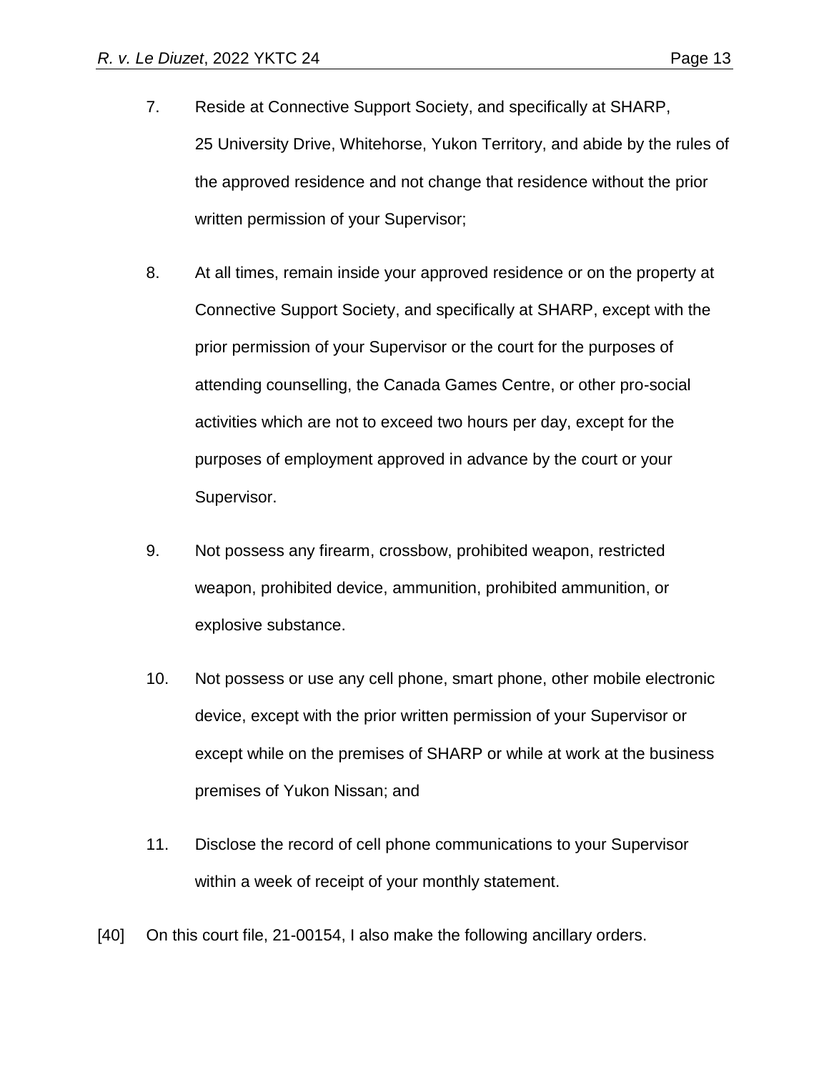7. Reside at Connective Support Society, and specifically at SHARP, 25 University Drive, Whitehorse, Yukon Territory, and abide by the rules of the approved residence and not change that residence without the prior written permission of your Supervisor;

8. At all times, remain inside your approved residence or on the property at Connective Support Society, and specifically at SHARP, except with the prior permission of your Supervisor or the court for the purposes of attending counselling, the Canada Games Centre, or other pro-social activities which are not to exceed two hours per day, except for the purposes of employment approved in advance by the court or your Supervisor.

9. Not possess any firearm, crossbow, prohibited weapon, restricted weapon, prohibited device, ammunition, prohibited ammunition, or explosive substance.

10. Not possess or use any cell phone, smart phone, other mobile electronic device, except with the prior written permission of your Supervisor or except while on the premises of SHARP or while at work at the business premises of Yukon Nissan; and

11. Disclose the record of cell phone communications to your Supervisor within a week of receipt of your monthly statement.

[40] On this court file, 21-00154, I also make the following ancillary orders.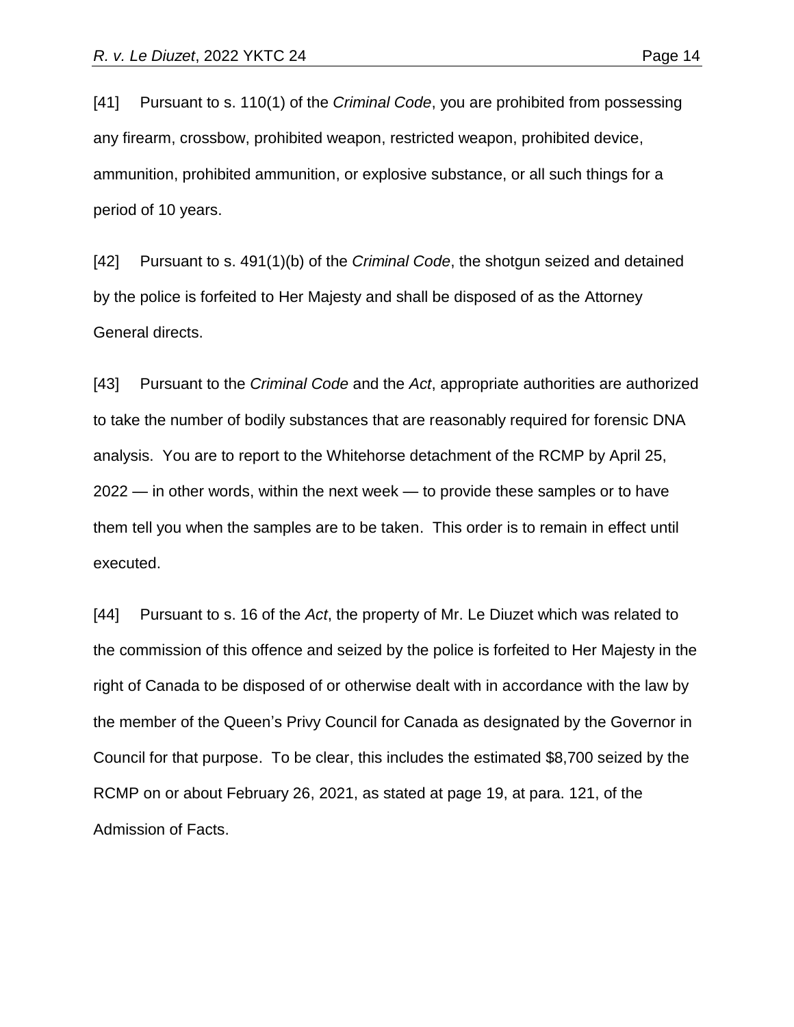[41] Pursuant to s. 110(1) of the *Criminal Code*, you are prohibited from possessing any firearm, crossbow, prohibited weapon, restricted weapon, prohibited device, ammunition, prohibited ammunition, or explosive substance, or all such things for a period of 10 years.

[42] Pursuant to s. 491(1)(b) of the *Criminal Code*, the shotgun seized and detained by the police is forfeited to Her Majesty and shall be disposed of as the Attorney General directs.

[43] Pursuant to the *Criminal Code* and the *Act*, appropriate authorities are authorized to take the number of bodily substances that are reasonably required for forensic DNA analysis. You are to report to the Whitehorse detachment of the RCMP by April 25, 2022 — in other words, within the next week — to provide these samples or to have them tell you when the samples are to be taken. This order is to remain in effect until executed.

[44] Pursuant to s. 16 of the *Act*, the property of Mr. Le Diuzet which was related to the commission of this offence and seized by the police is forfeited to Her Majesty in the right of Canada to be disposed of or otherwise dealt with in accordance with the law by the member of the Queen's Privy Council for Canada as designated by the Governor in Council for that purpose. To be clear, this includes the estimated $8,700 seized by the RCMP on or about February 26, 2021, as stated at page 19, at para. 121, of the Admission of Facts.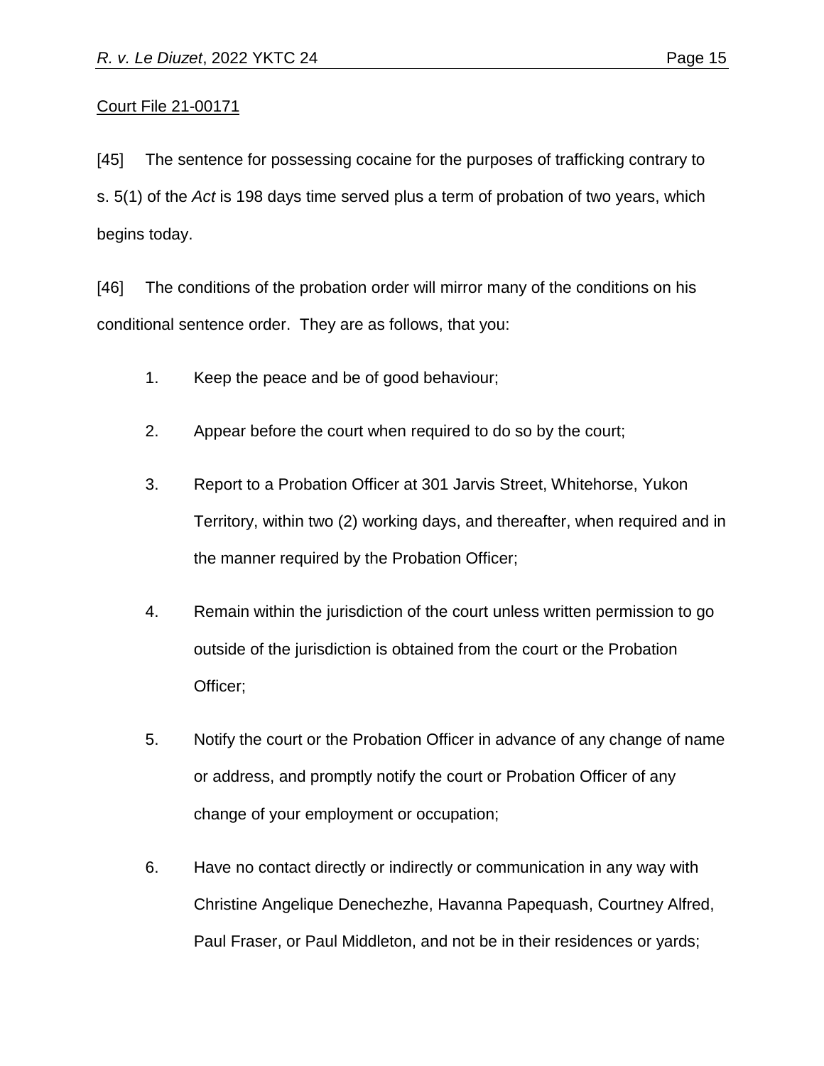Court File 21-00171

[45] The sentence for possessing cocaine for the purposes of trafficking contrary to s. 5(1) of the *Act* is 198 days time served plus a term of probation of two years, which begins today.

[46] The conditions of the probation order will mirror many of the conditions on his conditional sentence order. They are as follows, that you:

1. Keep the peace and be of good behaviour;
2. Appear before the court when required to do so by the court;
3. Report to a Probation Officer at 301 Jarvis Street, Whitehorse, Yukon Territory, within two (2) working days, and thereafter, when required and in the manner required by the Probation Officer;
4. Remain within the jurisdiction of the court unless written permission to go outside of the jurisdiction is obtained from the court or the Probation Officer;
5. Notify the court or the Probation Officer in advance of any change of name or address, and promptly notify the court or Probation Officer of any change of your employment or occupation;
6. Have no contact directly or indirectly or communication in any way with Christine Angelique Denechezhe, Havanna Papequash, Courtney Alfred, Paul Fraser, or Paul Middleton, and not be in their residences or yards;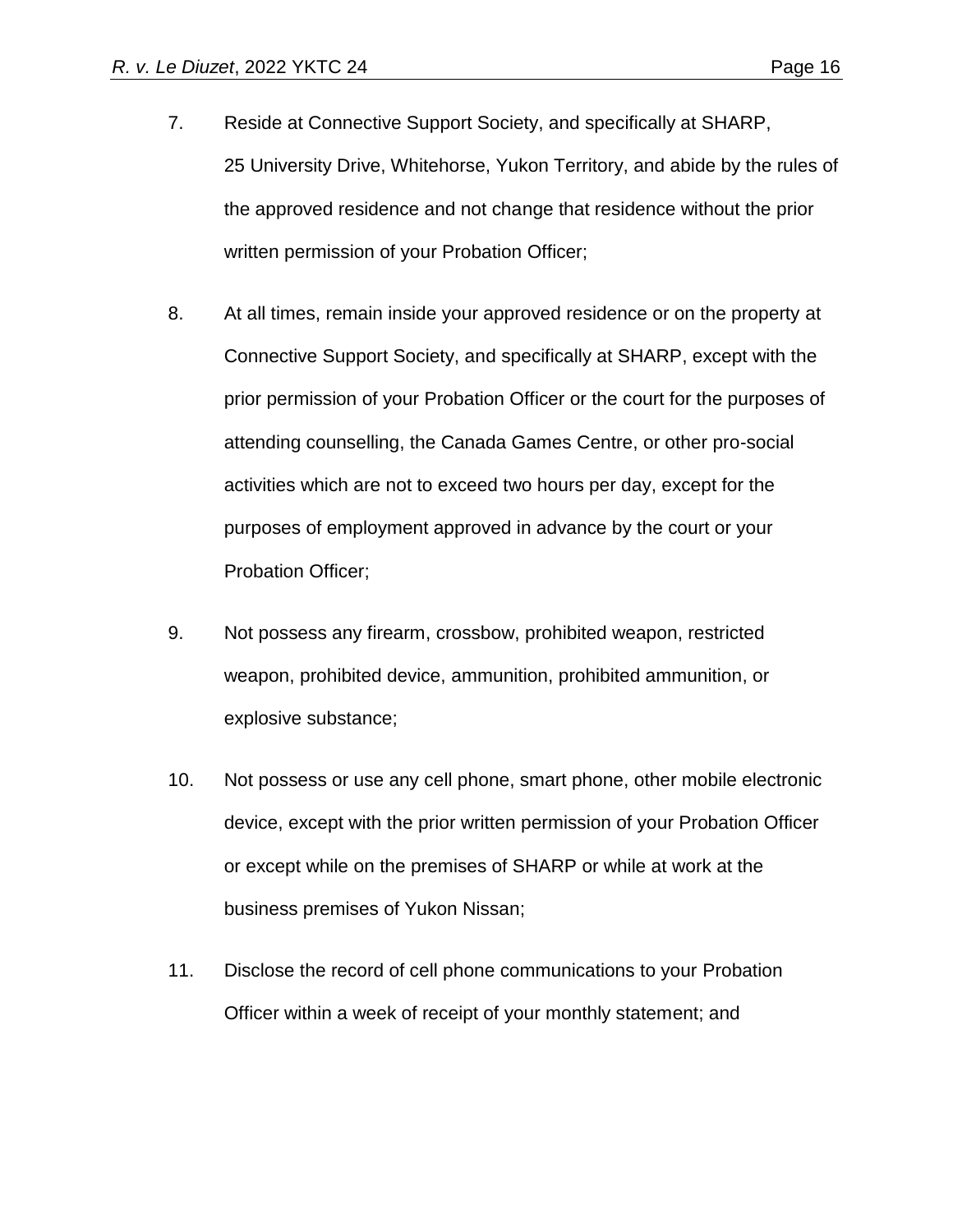7. Reside at Connective Support Society, and specifically at SHARP, 25 University Drive, Whitehorse, Yukon Territory, and abide by the rules of the approved residence and not change that residence without the prior written permission of your Probation Officer;

8. At all times, remain inside your approved residence or on the property at Connective Support Society, and specifically at SHARP, except with the prior permission of your Probation Officer or the court for the purposes of attending counselling, the Canada Games Centre, or other pro-social activities which are not to exceed two hours per day, except for the purposes of employment approved in advance by the court or your Probation Officer;

9. Not possess any firearm, crossbow, prohibited weapon, restricted weapon, prohibited device, ammunition, prohibited ammunition, or explosive substance;

10. Not possess or use any cell phone, smart phone, other mobile electronic device, except with the prior written permission of your Probation Officer or except while on the premises of SHARP or while at work at the business premises of Yukon Nissan;

11. Disclose the record of cell phone communications to your Probation Officer within a week of receipt of your monthly statement; and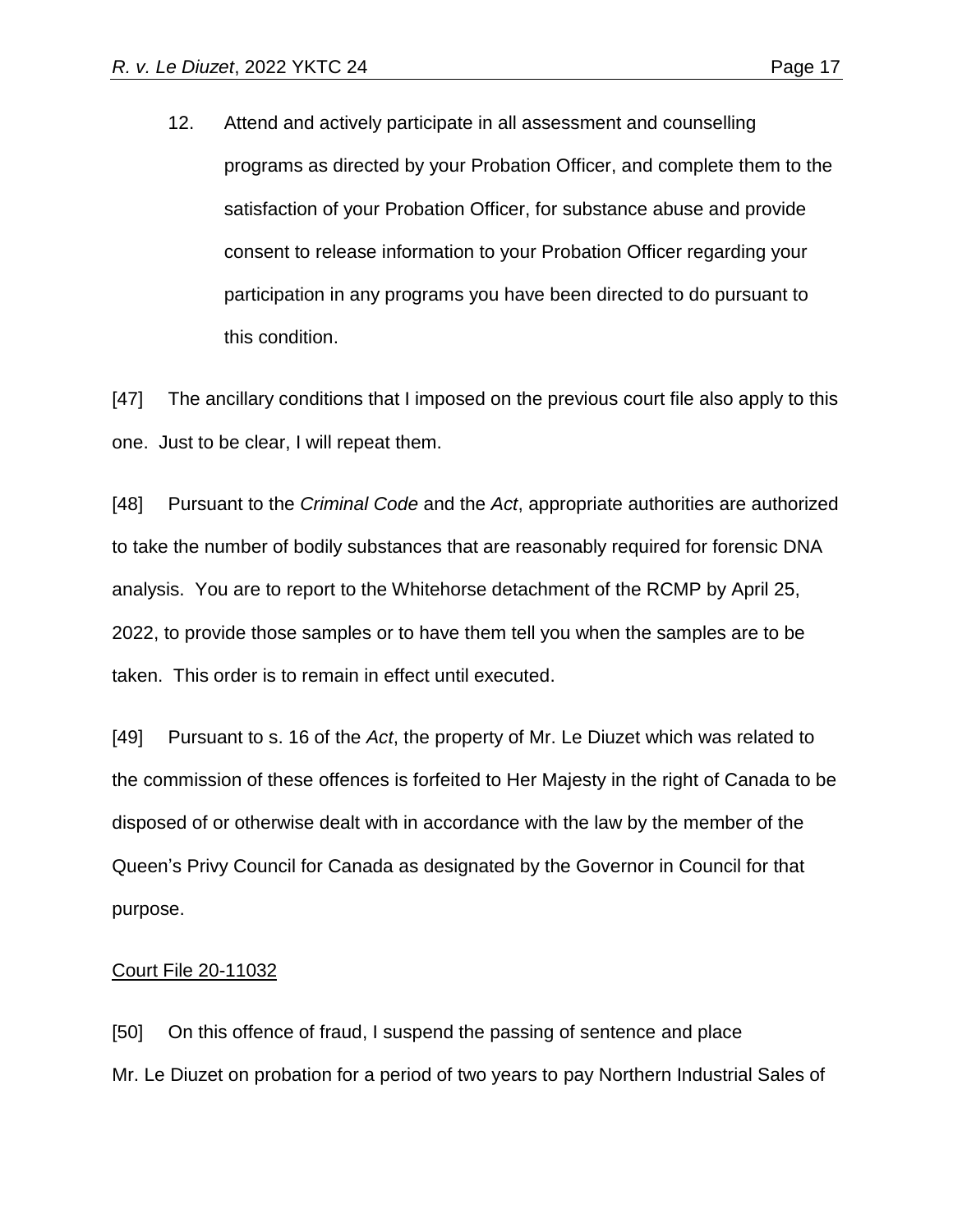12. Attend and actively participate in all assessment and counselling programs as directed by your Probation Officer, and complete them to the satisfaction of your Probation Officer, for substance abuse and provide consent to release information to your Probation Officer regarding your participation in any programs you have been directed to do pursuant to this condition.

[47] The ancillary conditions that I imposed on the previous court file also apply to this one. Just to be clear, I will repeat them.

[48] Pursuant to the *Criminal Code* and the *Act*, appropriate authorities are authorized to take the number of bodily substances that are reasonably required for forensic DNA analysis. You are to report to the Whitehorse detachment of the RCMP by April 25, 2022, to provide those samples or to have them tell you when the samples are to be taken. This order is to remain in effect until executed.

[49] Pursuant to s. 16 of the *Act*, the property of Mr. Le Diuzet which was related to the commission of these offences is forfeited to Her Majesty in the right of Canada to be disposed of or otherwise dealt with in accordance with the law by the member of the Queen's Privy Council for Canada as designated by the Governor in Council for that purpose.

<u>Court File 20-11032</u>

[50] On this offence of fraud, I suspend the passing of sentence and place Mr. Le Diuzet on probation for a period of two years to pay Northern Industrial Sales of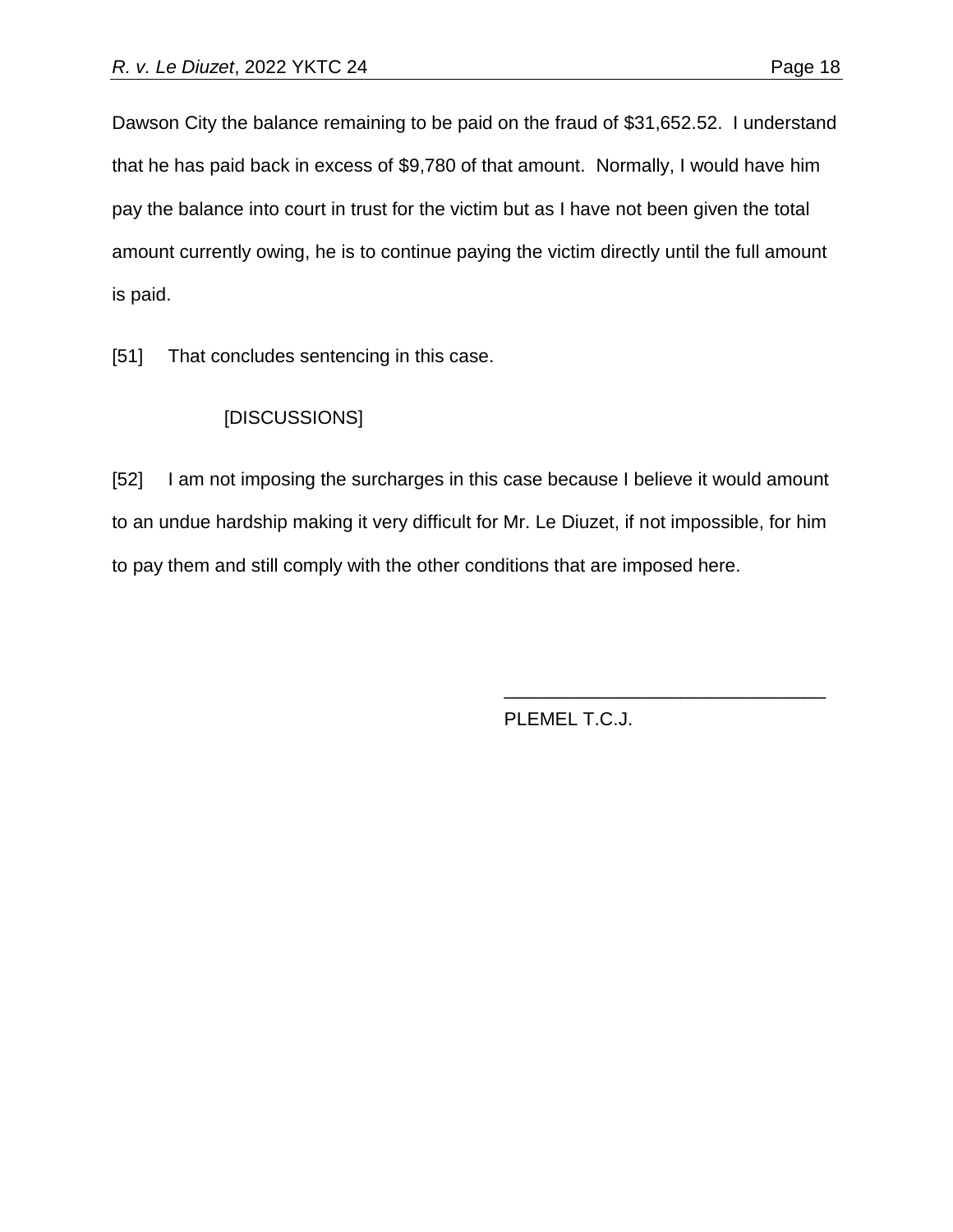Dawson City the balance remaining to be paid on the fraud of $31,652.52. I understand that he has paid back in excess of $9,780 of that amount. Normally, I would have him pay the balance into court in trust for the victim but as I have not been given the total amount currently owing, he is to continue paying the victim directly until the full amount is paid.

[51] That concludes sentencing in this case.

[DISCUSSIONS]

[52] I am not imposing the surcharges in this case because I believe it would amount to an undue hardship making it very difficult for Mr. Le Diuzet, if not impossible, for him to pay them and still comply with the other conditions that are imposed here.

\_\_\_\_\_\_\_\_\_\_\_\_\_\_\_\_\_\_\_\_\_\_\_\_\_\_\_\_\_\_

PLEMEL T.C.J.